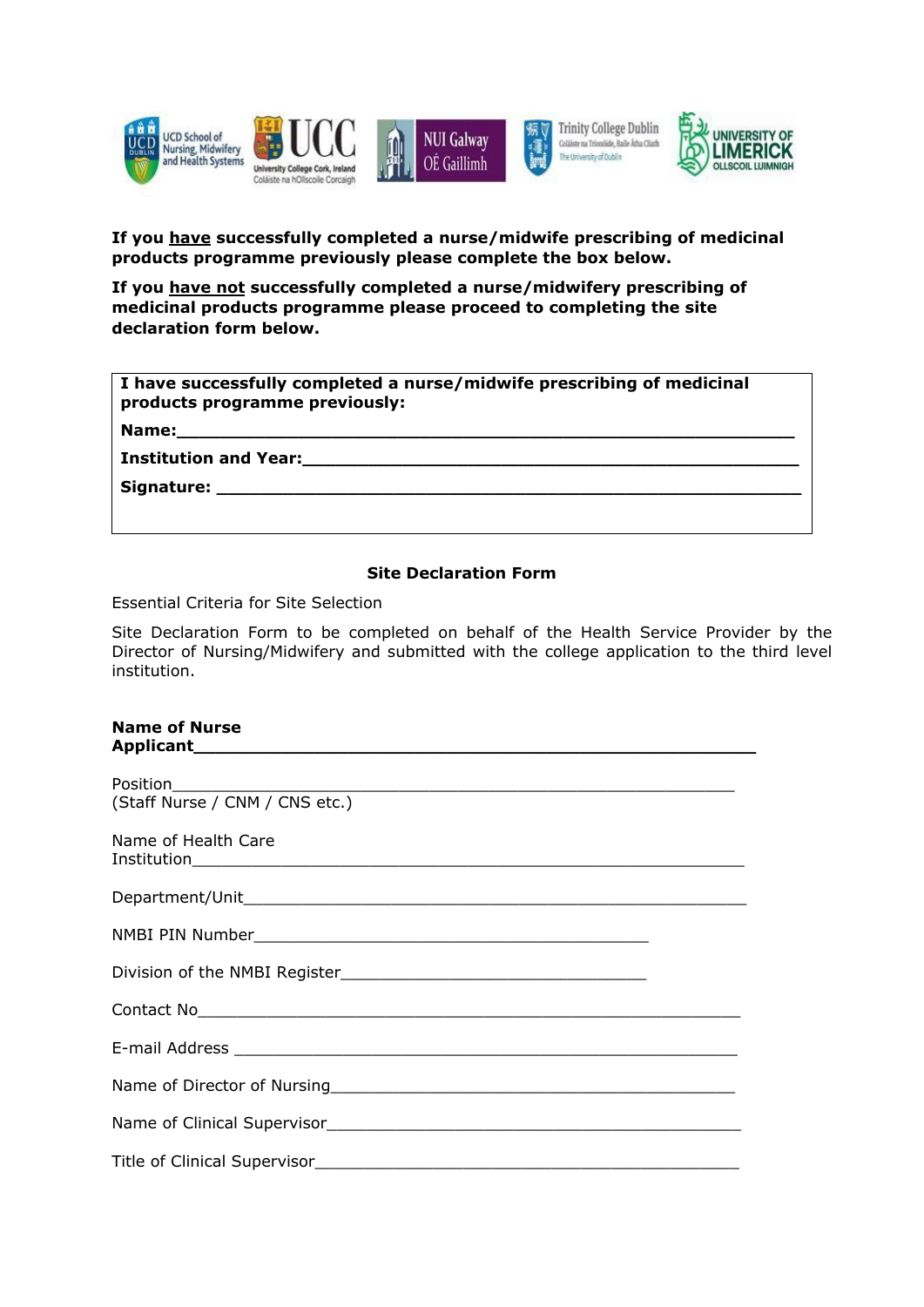**If you <u>have</u> successfully completed a nurse/midwife prescribing of medicinal products programme previously please complete the box below.**

**If you <u>have not</u> successfully completed a nurse/midwifery prescribing of medicinal products programme please proceed to completing the site declaration form below.**

| **I have successfully completed a nurse/midwife prescribing of medicinal products programme previously:** |
|---|
| **Name:**\_\_\_\_\_\_\_\_\_\_\_\_\_\_\_\_\_\_\_\_\_\_\_\_\_\_\_\_\_\_\_\_\_\_\_\_\_\_\_\_ |
| **Institution and Year:**\_\_\_\_\_\_\_\_\_\_\_\_\_\_\_\_\_\_\_\_\_\_\_\_\_\_\_\_\_\_\_\_ |
| **Signature:** \_\_\_\_\_\_\_\_\_\_\_\_\_\_\_\_\_\_\_\_\_\_\_\_\_\_\_\_\_\_\_\_\_\_\_\_\_\_ |

**Site Declaration Form**

Essential Criteria for Site Selection

Site Declaration Form to be completed on behalf of the Health Service Provider by the Director of Nursing/Midwifery and submitted with the college application to the third level institution.

**Name of Nurse Applicant**\_\_\_\_\_\_\_\_\_\_\_\_\_\_\_\_\_\_\_\_\_\_\_\_\_\_\_\_\_\_\_\_\_\_\_\_\_\_\_\_

Position\_\_\_\_\_\_\_\_\_\_\_\_\_\_\_\_\_\_\_\_\_\_\_\_\_\_\_\_\_\_\_\_\_\_\_\_\_\_\_\_\_\_\_\_
(Staff Nurse / CNM / CNS etc.)

Name of Health Care Institution\_\_\_\_\_\_\_\_\_\_\_\_\_\_\_\_\_\_\_\_\_\_\_\_\_\_\_\_\_\_\_\_\_\_\_\_\_\_\_\_\_\_

Department/Unit\_\_\_\_\_\_\_\_\_\_\_\_\_\_\_\_\_\_\_\_\_\_\_\_\_\_\_\_\_\_\_\_\_\_\_\_\_\_\_\_\_\_

NMBI PIN Number\_\_\_\_\_\_\_\_\_\_\_\_\_\_\_\_\_\_\_\_\_\_\_\_\_\_\_\_\_\_\_\_

Division of the NMBI Register\_\_\_\_\_\_\_\_\_\_\_\_\_\_\_\_\_\_\_\_\_\_\_\_\_

Contact No\_\_\_\_\_\_\_\_\_\_\_\_\_\_\_\_\_\_\_\_\_\_\_\_\_\_\_\_\_\_\_\_\_\_\_\_\_\_\_\_\_\_\_\_

E-mail Address \_\_\_\_\_\_\_\_\_\_\_\_\_\_\_\_\_\_\_\_\_\_\_\_\_\_\_\_\_\_\_\_\_\_\_\_\_\_\_\_

Name of Director of Nursing\_\_\_\_\_\_\_\_\_\_\_\_\_\_\_\_\_\_\_\_\_\_\_\_\_\_\_\_\_\_\_\_

Name of Clinical Supervisor\_\_\_\_\_\_\_\_\_\_\_\_\_\_\_\_\_\_\_\_\_\_\_\_\_\_\_\_\_\_\_\_\_

Title of Clinical Supervisor\_\_\_\_\_\_\_\_\_\_\_\_\_\_\_\_\_\_\_\_\_\_\_\_\_\_\_\_\_\_\_\_\_\_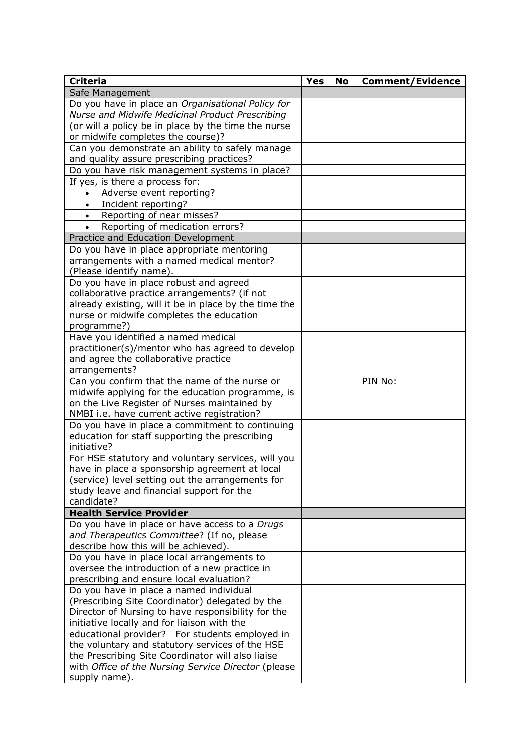| **Criteria** | **Yes** | **No** | **Comment/Evidence** |
|---|---|---|---|
| Safe Management | | | |
| Do you have in place an *Organisational Policy for Nurse and Midwife Medicinal Product Prescribing* (or will a policy be in place by the time the nurse or midwife completes the course)? | | | |
| Can you demonstrate an ability to safely manage and quality assure prescribing practices? | | | |
| Do you have risk management systems in place? | | | |
| If yes, is there a process for: | | | |
| • Adverse event reporting? | | | |
| • Incident reporting? | | | |
| • Reporting of near misses? | | | |
| • Reporting of medication errors? | | | |
| Practice and Education Development | | | |
| Do you have in place appropriate mentoring arrangements with a named medical mentor? (Please identify name). | | | |
| Do you have in place robust and agreed collaborative practice arrangements? (if not already existing, will it be in place by the time the nurse or midwife completes the education programme?) | | | |
| Have you identified a named medical practitioner(s)/mentor who has agreed to develop and agree the collaborative practice arrangements? | | | |
| Can you confirm that the name of the nurse or midwife applying for the education programme, is on the Live Register of Nurses maintained by NMBI i.e. have current active registration? | | | PIN No: |
| Do you have in place a commitment to continuing education for staff supporting the prescribing initiative? | | | |
| For HSE statutory and voluntary services, will you have in place a sponsorship agreement at local (service) level setting out the arrangements for study leave and financial support for the candidate? | | | |
| **Health Service Provider** | | | |
| Do you have in place or have access to a *Drugs and Therapeutics Committee*? (If no, please describe how this will be achieved). | | | |
| Do you have in place local arrangements to oversee the introduction of a new practice in prescribing and ensure local evaluation? | | | |
| Do you have in place a named individual (Prescribing Site Coordinator) delegated by the Director of Nursing to have responsibility for the initiative locally and for liaison with the educational provider? For students employed in the voluntary and statutory services of the HSE the Prescribing Site Coordinator will also liaise with *Office of the Nursing Service Director* (please supply name). | | | |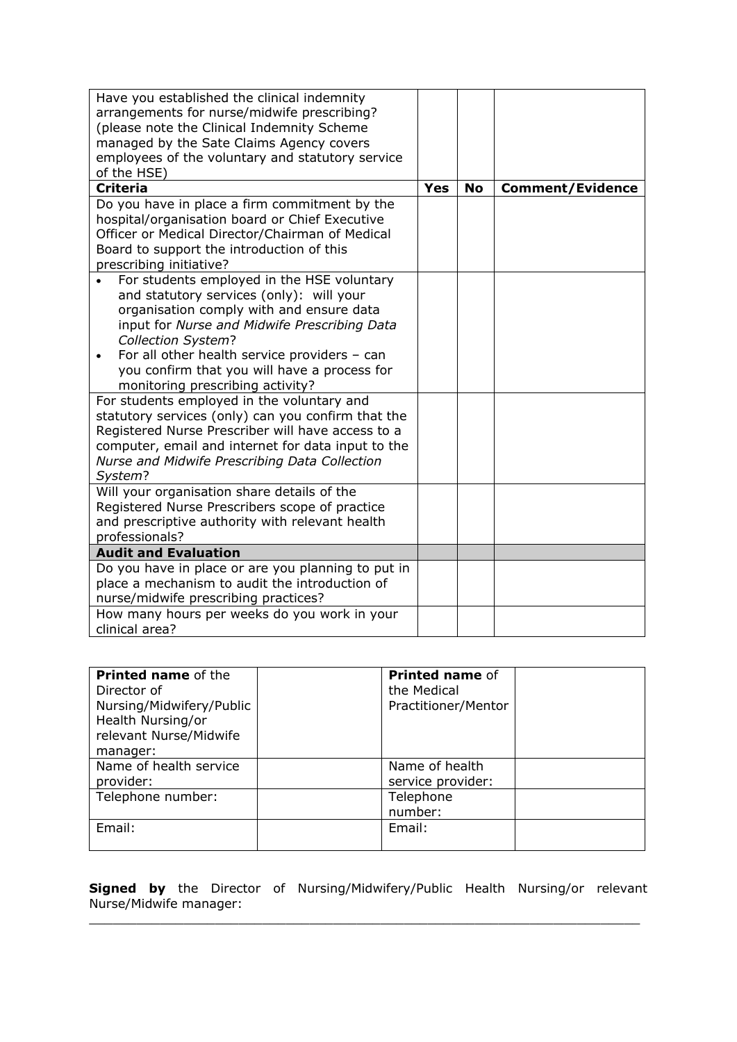| Have you established the clinical indemnity arrangements for nurse/midwife prescribing? (please note the Clinical Indemnity Scheme managed by the Sate Claims Agency covers employees of the voluntary and statutory service of the HSE) | | | |
|---|---|---|---|
| **Criteria** | **Yes** | **No** | **Comment/Evidence** |
| Do you have in place a firm commitment by the hospital/organisation board or Chief Executive Officer or Medical Director/Chairman of Medical Board to support the introduction of this prescribing initiative? | | | |
| • For students employed in the HSE voluntary and statutory services (only): will your organisation comply with and ensure data input for *Nurse and Midwife Prescribing Data Collection System*? <br> • For all other health service providers – can you confirm that you will have a process for monitoring prescribing activity? | | | |
| For students employed in the voluntary and statutory services (only) can you confirm that the Registered Nurse Prescriber will have access to a computer, email and internet for data input to the *Nurse and Midwife Prescribing Data Collection System*? | | | |
| Will your organisation share details of the Registered Nurse Prescribers scope of practice and prescriptive authority with relevant health professionals? | | | |
| **Audit and Evaluation** | | | |
| Do you have in place or are you planning to put in place a mechanism to audit the introduction of nurse/midwife prescribing practices? | | | |
| How many hours per weeks do you work in your clinical area? | | | |

| **Printed name** of the Director of Nursing/Midwifery/Public Health Nursing/or relevant Nurse/Midwife manager: | | **Printed name** of the Medical Practitioner/Mentor | |
|---|---|---|---|
| Name of health service provider: | | Name of health service provider: | |
| Telephone number: | | Telephone number: | |
| Email: | | Email: | |

**Signed by** the Director of Nursing/Midwifery/Public Health Nursing/or relevant Nurse/Midwife manager:

\_\_\_\_\_\_\_\_\_\_\_\_\_\_\_\_\_\_\_\_\_\_\_\_\_\_\_\_\_\_\_\_\_\_\_\_\_\_\_\_\_\_\_\_\_\_\_\_\_\_\_\_\_\_\_\_\_\_\_\_\_\_\_\_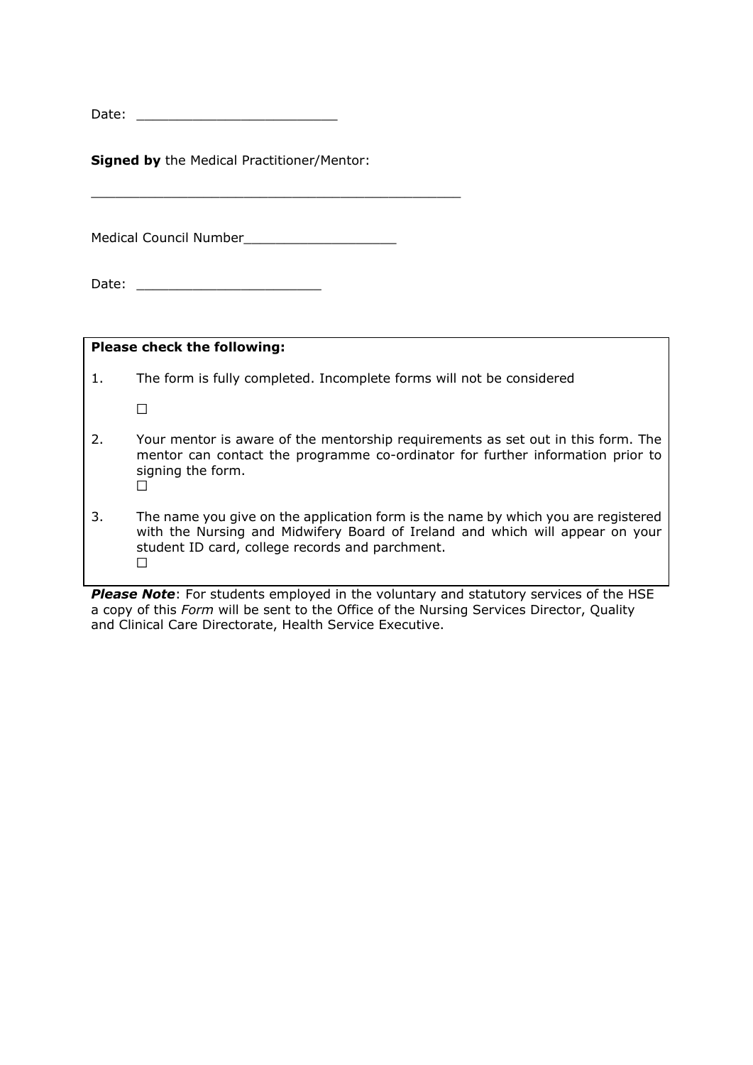Date: _________________________

**Signed by** the Medical Practitioner/Mentor:

_______________________________________________

Medical Council Number___________________

Date: _______________________

**Please check the following:**

1. The form is fully completed. Incomplete forms will not be considered

   ☐

2. Your mentor is aware of the mentorship requirements as set out in this form. The mentor can contact the programme co-ordinator for further information prior to signing the form.

   ☐

3. The name you give on the application form is the name by which you are registered with the Nursing and Midwifery Board of Ireland and which will appear on your student ID card, college records and parchment.

   ☐

***Please Note***: For students employed in the voluntary and statutory services of the HSE a copy of this *Form* will be sent to the Office of the Nursing Services Director, Quality and Clinical Care Directorate, Health Service Executive.